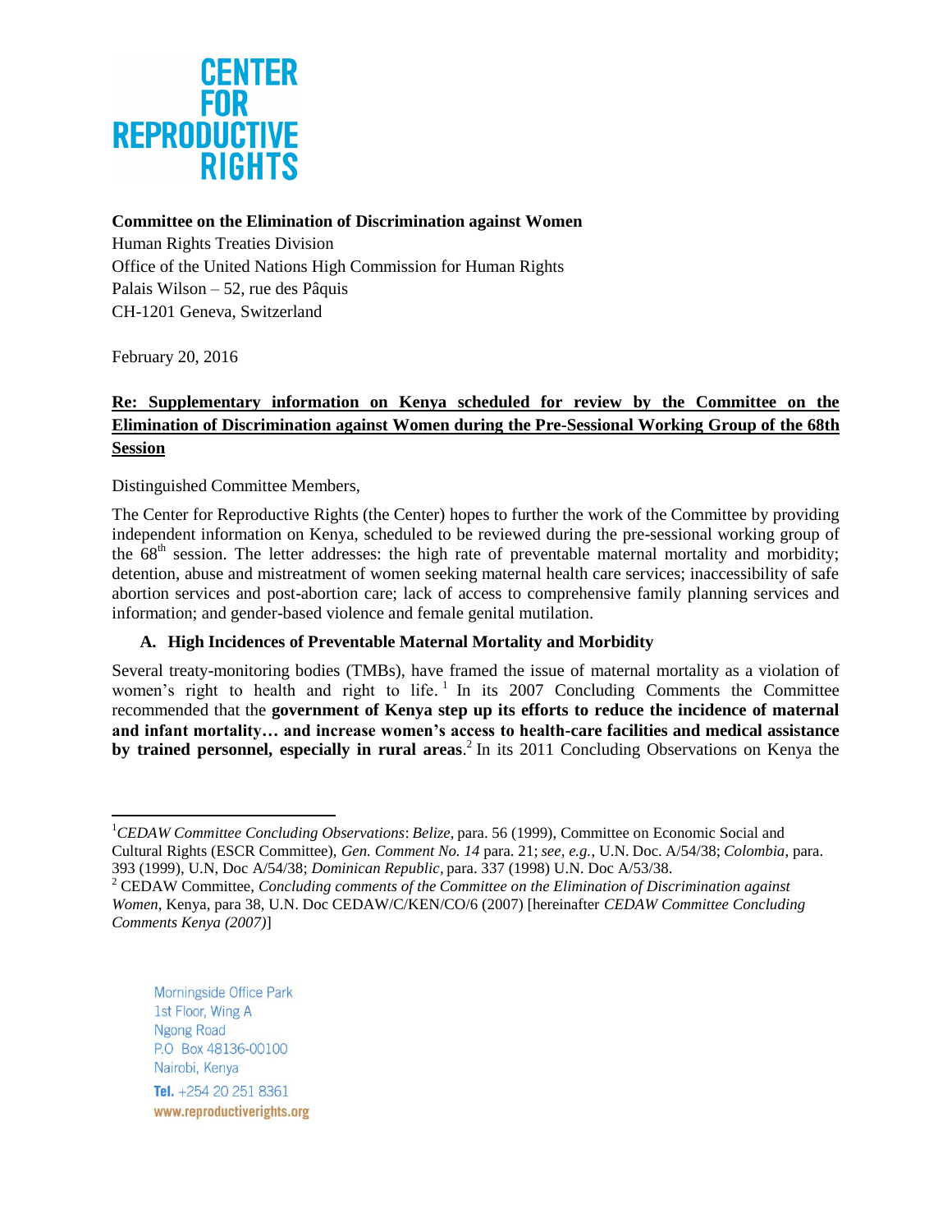CENTER FOR REPRODUCTIVE RIGHTS

**Committee on the Elimination of Discrimination against Women**
Human Rights Treaties Division
Office of the United Nations High Commission for Human Rights
Palais Wilson – 52, rue des Pâquis
CH-1201 Geneva, Switzerland

February 20, 2016

**Re: Supplementary information on Kenya scheduled for review by the Committee on the Elimination of Discrimination against Women during the Pre-Sessional Working Group of the 68th Session**

Distinguished Committee Members,

The Center for Reproductive Rights (the Center) hopes to further the work of the Committee by providing independent information on Kenya, scheduled to be reviewed during the pre-sessional working group of the 68th session. The letter addresses: the high rate of preventable maternal mortality and morbidity; detention, abuse and mistreatment of women seeking maternal health care services; inaccessibility of safe abortion services and post-abortion care; lack of access to comprehensive family planning services and information; and gender-based violence and female genital mutilation.

### A. High Incidences of Preventable Maternal Mortality and Morbidity

Several treaty-monitoring bodies (TMBs), have framed the issue of maternal mortality as a violation of women's right to health and right to life.[1] In its 2007 Concluding Comments the Committee recommended that the **government of Kenya step up its efforts to reduce the incidence of maternal and infant mortality… and increase women's access to health-care facilities and medical assistance by trained personnel, especially in rural areas**.[2] In its 2011 Concluding Observations on Kenya the

---

[1] *CEDAW Committee Concluding Observations*: *Belize*, para. 56 (1999), Committee on Economic Social and Cultural Rights (ESCR Committee), *Gen. Comment No. 14* para. 21; *see, e.g.*, U.N. Doc. A/54/38; *Colombia*, para. 393 (1999), U.N, Doc A/54/38; *Dominican Republic*, para. 337 (1998) U.N. Doc A/53/38.

[2] CEDAW Committee, *Concluding comments of the Committee on the Elimination of Discrimination against Women*, Kenya, para 38, U.N. Doc CEDAW/C/KEN/CO/6 (2007) [hereinafter *CEDAW Committee Concluding Comments Kenya (2007)*]

Morningside Office Park
1st Floor, Wing A
Ngong Road
P.O Box 48136-00100
Nairobi, Kenya
**Tel.** +254 20 251 8361
www.reproductiverights.org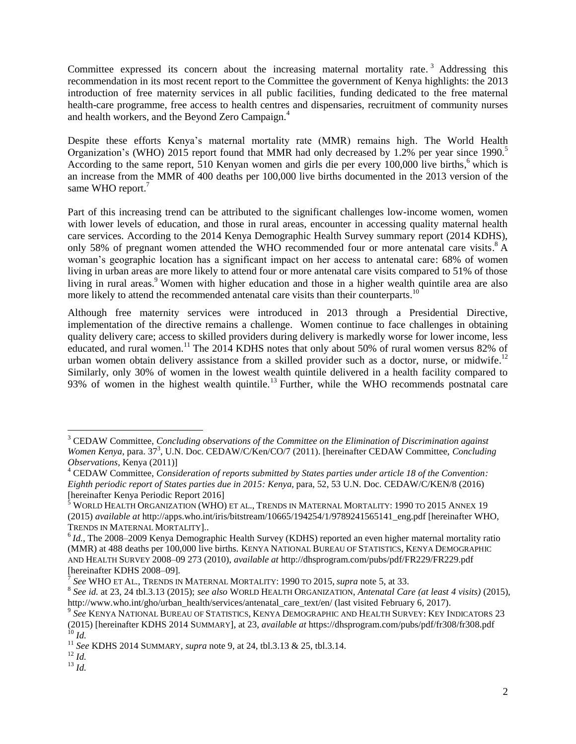Committee expressed its concern about the increasing maternal mortality rate.[3] Addressing this recommendation in its most recent report to the Committee the government of Kenya highlights: the 2013 introduction of free maternity services in all public facilities, funding dedicated to the free maternal health-care programme, free access to health centres and dispensaries, recruitment of community nurses and health workers, and the Beyond Zero Campaign.[4]

Despite these efforts Kenya's maternal mortality rate (MMR) remains high. The World Health Organization's (WHO) 2015 report found that MMR had only decreased by 1.2% per year since 1990.[5] According to the same report, 510 Kenyan women and girls die per every 100,000 live births,[6] which is an increase from the MMR of 400 deaths per 100,000 live births documented in the 2013 version of the same WHO report.[7]

Part of this increasing trend can be attributed to the significant challenges low-income women, women with lower levels of education, and those in rural areas, encounter in accessing quality maternal health care services. According to the 2014 Kenya Demographic Health Survey summary report (2014 KDHS), only 58% of pregnant women attended the WHO recommended four or more antenatal care visits.[8] A woman's geographic location has a significant impact on her access to antenatal care: 68% of women living in urban areas are more likely to attend four or more antenatal care visits compared to 51% of those living in rural areas.[9] Women with higher education and those in a higher wealth quintile area are also more likely to attend the recommended antenatal care visits than their counterparts.[10]

Although free maternity services were introduced in 2013 through a Presidential Directive, implementation of the directive remains a challenge. Women continue to face challenges in obtaining quality delivery care; access to skilled providers during delivery is markedly worse for lower income, less educated, and rural women.[11] The 2014 KDHS notes that only about 50% of rural women versus 82% of urban women obtain delivery assistance from a skilled provider such as a doctor, nurse, or midwife.[12] Similarly, only 30% of women in the lowest wealth quintile delivered in a health facility compared to 93% of women in the highest wealth quintile.[13] Further, while the WHO recommends postnatal care

---

[3] CEDAW Committee, *Concluding observations of the Committee on the Elimination of Discrimination against Women Kenya*, para. 37[3], U.N. Doc. CEDAW/C/Ken/CO/7 (2011). [hereinafter CEDAW Committee, *Concluding Observations*, Kenya (2011)]

[4] CEDAW Committee, *Consideration of reports submitted by States parties under article 18 of the Convention: Eighth periodic report of States parties due in 2015: Kenya*, para, 52, 53 U.N. Doc. CEDAW/C/KEN/8 (2016) [hereinafter Kenya Periodic Report 2016]

[5] WORLD HEALTH ORGANIZATION (WHO) ET AL., TRENDS IN MATERNAL MORTALITY: 1990 TO 2015 ANNEX 19 (2015) *available at* http://apps.who.int/iris/bitstream/10665/194254/1/9789241565141_eng.pdf [hereinafter WHO, TRENDS IN MATERNAL MORTALITY]..

[6] *Id.*, The 2008–2009 Kenya Demographic Health Survey (KDHS) reported an even higher maternal mortality ratio (MMR) at 488 deaths per 100,000 live births. KENYA NATIONAL BUREAU OF STATISTICS, KENYA DEMOGRAPHIC AND HEALTH SURVEY 2008–09 273 (2010), *available at* http://dhsprogram.com/pubs/pdf/FR229/FR229.pdf [hereinafter KDHS 2008–09].

[7] *See* WHO ET AL., TRENDS IN MATERNAL MORTALITY: 1990 TO 2015, *supra* note 5, at 33.

[8] *See id.* at 23, 24 tbl.3.13 (2015); *see also* WORLD HEALTH ORGANIZATION, *Antenatal Care (at least 4 visits)* (2015), http://www.who.int/gho/urban_health/services/antenatal_care_text/en/ (last visited February 6, 2017).

[9] *See* KENYA NATIONAL BUREAU OF STATISTICS, KENYA DEMOGRAPHIC AND HEALTH SURVEY: KEY INDICATORS 23 (2015) [hereinafter KDHS 2014 SUMMARY], at 23, *available at* https://dhsprogram.com/pubs/pdf/fr308/fr308.pdf

[10] *Id.*

[11] *See* KDHS 2014 SUMMARY, *supra* note 9, at 24, tbl.3.13 & 25, tbl.3.14.

[12] *Id.*

[13] *Id.*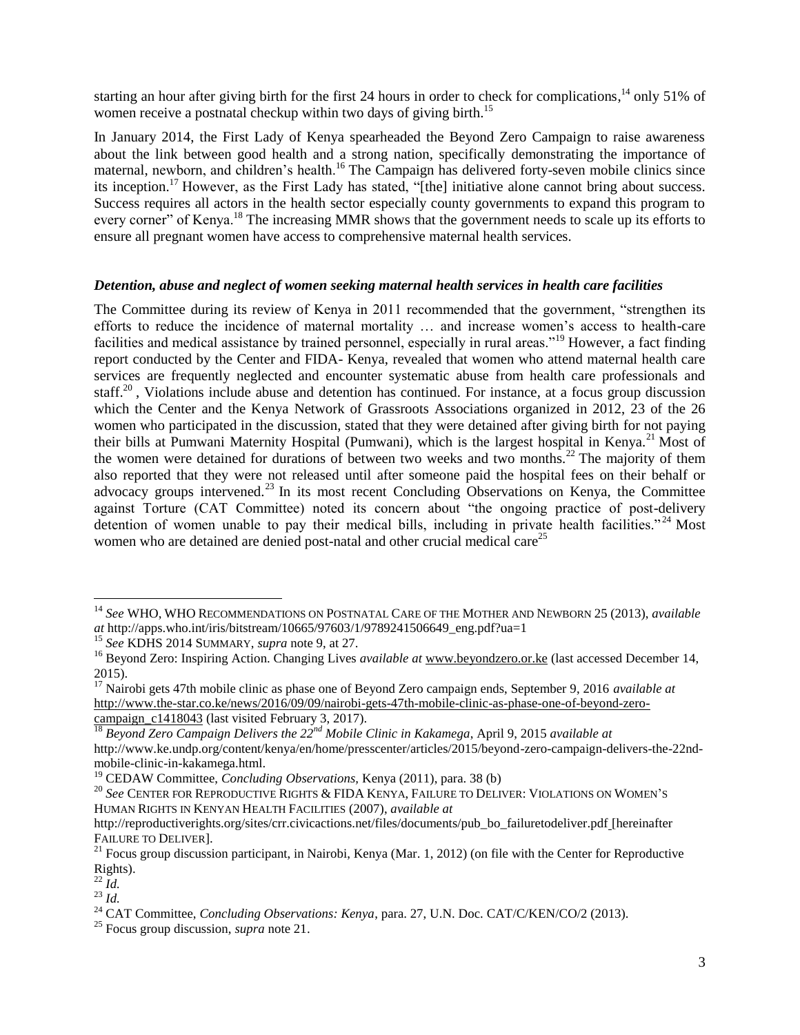starting an hour after giving birth for the first 24 hours in order to check for complications,[14] only 51% of women receive a postnatal checkup within two days of giving birth.[15]

In January 2014, the First Lady of Kenya spearheaded the Beyond Zero Campaign to raise awareness about the link between good health and a strong nation, specifically demonstrating the importance of maternal, newborn, and children's health.[16] The Campaign has delivered forty-seven mobile clinics since its inception.[17] However, as the First Lady has stated, "[the] initiative alone cannot bring about success. Success requires all actors in the health sector especially county governments to expand this program to every corner" of Kenya.[18] The increasing MMR shows that the government needs to scale up its efforts to ensure all pregnant women have access to comprehensive maternal health services.

***Detention, abuse and neglect of women seeking maternal health services in health care facilities***

The Committee during its review of Kenya in 2011 recommended that the government, "strengthen its efforts to reduce the incidence of maternal mortality … and increase women's access to health-care facilities and medical assistance by trained personnel, especially in rural areas."[19] However, a fact finding report conducted by the Center and FIDA- Kenya, revealed that women who attend maternal health care services are frequently neglected and encounter systematic abuse from health care professionals and staff.[20] , Violations include abuse and detention has continued. For instance, at a focus group discussion which the Center and the Kenya Network of Grassroots Associations organized in 2012, 23 of the 26 women who participated in the discussion, stated that they were detained after giving birth for not paying their bills at Pumwani Maternity Hospital (Pumwani), which is the largest hospital in Kenya.[21] Most of the women were detained for durations of between two weeks and two months.[22] The majority of them also reported that they were not released until after someone paid the hospital fees on their behalf or advocacy groups intervened.[23] In its most recent Concluding Observations on Kenya, the Committee against Torture (CAT Committee) noted its concern about "the ongoing practice of post-delivery detention of women unable to pay their medical bills, including in private health facilities."[24] Most women who are detained are denied post-natal and other crucial medical care[25]

---

[14] *See* WHO, WHO RECOMMENDATIONS ON POSTNATAL CARE OF THE MOTHER AND NEWBORN 25 (2013), *available at* http://apps.who.int/iris/bitstream/10665/97603/1/9789241506649_eng.pdf?ua=1

[15] *See* KDHS 2014 SUMMARY, *supra* note 9, at 27.

[16] Beyond Zero: Inspiring Action. Changing Lives *available at* www.beyondzero.or.ke (last accessed December 14, 2015).

[17] Nairobi gets 47th mobile clinic as phase one of Beyond Zero campaign ends, September 9, 2016 *available at* http://www.the-star.co.ke/news/2016/09/09/nairobi-gets-47th-mobile-clinic-as-phase-one-of-beyond-zero-campaign_c1418043 (last visited February 3, 2017).

[18] *Beyond Zero Campaign Delivers the 22nd Mobile Clinic in Kakamega*, April 9, 2015 *available at* http://www.ke.undp.org/content/kenya/en/home/presscenter/articles/2015/beyond-zero-campaign-delivers-the-22nd-mobile-clinic-in-kakamega.html.

[19] CEDAW Committee, *Concluding Observations,* Kenya (2011), para. 38 (b)

[20] *See* CENTER FOR REPRODUCTIVE RIGHTS & FIDA KENYA, FAILURE TO DELIVER: VIOLATIONS ON WOMEN'S HUMAN RIGHTS IN KENYAN HEALTH FACILITIES (2007), *available at* http://reproductiverights.org/sites/crr.civicactions.net/files/documents/pub_bo_failuretodeliver.pdf [hereinafter FAILURE TO DELIVER].

[21] Focus group discussion participant, in Nairobi, Kenya (Mar. 1, 2012) (on file with the Center for Reproductive Rights).

[22] *Id.*

[23] *Id.*

[24] CAT Committee, *Concluding Observations: Kenya*, para. 27, U.N. Doc. CAT/C/KEN/CO/2 (2013).

[25] Focus group discussion, *supra* note 21.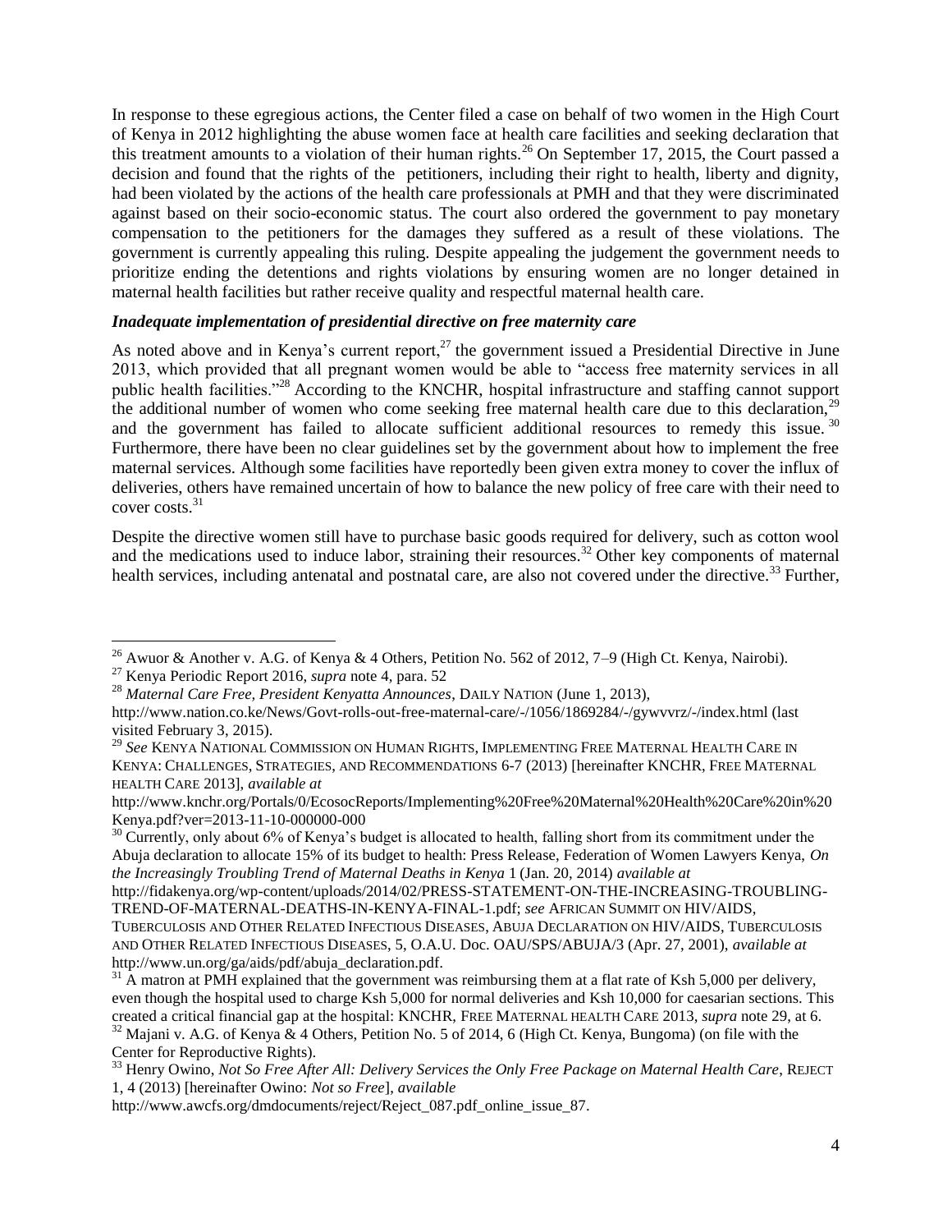In response to these egregious actions, the Center filed a case on behalf of two women in the High Court of Kenya in 2012 highlighting the abuse women face at health care facilities and seeking declaration that this treatment amounts to a violation of their human rights.[26] On September 17, 2015, the Court passed a decision and found that the rights of the petitioners, including their right to health, liberty and dignity, had been violated by the actions of the health care professionals at PMH and that they were discriminated against based on their socio-economic status. The court also ordered the government to pay monetary compensation to the petitioners for the damages they suffered as a result of these violations. The government is currently appealing this ruling. Despite appealing the judgement the government needs to prioritize ending the detentions and rights violations by ensuring women are no longer detained in maternal health facilities but rather receive quality and respectful maternal health care.

### *Inadequate implementation of presidential directive on free maternity care*

As noted above and in Kenya's current report,[27] the government issued a Presidential Directive in June 2013, which provided that all pregnant women would be able to "access free maternity services in all public health facilities."[28] According to the KNCHR, hospital infrastructure and staffing cannot support the additional number of women who come seeking free maternal health care due to this declaration,[29] and the government has failed to allocate sufficient additional resources to remedy this issue.[30] Furthermore, there have been no clear guidelines set by the government about how to implement the free maternal services. Although some facilities have reportedly been given extra money to cover the influx of deliveries, others have remained uncertain of how to balance the new policy of free care with their need to cover costs.[31]

Despite the directive women still have to purchase basic goods required for delivery, such as cotton wool and the medications used to induce labor, straining their resources.[32] Other key components of maternal health services, including antenatal and postnatal care, are also not covered under the directive.[33] Further,

---

[26] Awuor & Another v. A.G. of Kenya & 4 Others, Petition No. 562 of 2012, 7–9 (High Ct. Kenya, Nairobi).

[27] Kenya Periodic Report 2016, *supra* note 4, para. 52

[28] *Maternal Care Free, President Kenyatta Announces*, DAILY NATION (June 1, 2013), http://www.nation.co.ke/News/Govt-rolls-out-free-maternal-care/-/1056/1869284/-/gywvvrz/-/index.html (last visited February 3, 2015).

[29] *See* KENYA NATIONAL COMMISSION ON HUMAN RIGHTS, IMPLEMENTING FREE MATERNAL HEALTH CARE IN KENYA: CHALLENGES, STRATEGIES, AND RECOMMENDATIONS 6-7 (2013) [hereinafter KNCHR, FREE MATERNAL HEALTH CARE 2013], *available at* http://www.knchr.org/Portals/0/EcosocReports/Implementing%20Free%20Maternal%20Health%20Care%20in%20Kenya.pdf?ver=2013-11-10-000000-000

[30] Currently, only about 6% of Kenya's budget is allocated to health, falling short from its commitment under the Abuja declaration to allocate 15% of its budget to health: Press Release, Federation of Women Lawyers Kenya, *On the Increasingly Troubling Trend of Maternal Deaths in Kenya* 1 (Jan. 20, 2014) *available at* http://fidakenya.org/wp-content/uploads/2014/02/PRESS-STATEMENT-ON-THE-INCREASING-TROUBLING-TREND-OF-MATERNAL-DEATHS-IN-KENYA-FINAL-1.pdf; *see* AFRICAN SUMMIT ON HIV/AIDS, TUBERCULOSIS AND OTHER RELATED INFECTIOUS DISEASES, ABUJA DECLARATION ON HIV/AIDS, TUBERCULOSIS AND OTHER RELATED INFECTIOUS DISEASES, 5, O.A.U. Doc. OAU/SPS/ABUJA/3 (Apr. 27, 2001), *available at* http://www.un.org/ga/aids/pdf/abuja_declaration.pdf.

[31] A matron at PMH explained that the government was reimbursing them at a flat rate of Ksh 5,000 per delivery, even though the hospital used to charge Ksh 5,000 for normal deliveries and Ksh 10,000 for caesarian sections. This created a critical financial gap at the hospital: KNCHR, FREE MATERNAL HEALTH CARE 2013, *supra* note 29, at 6.

[32] Majani v. A.G. of Kenya & 4 Others, Petition No. 5 of 2014, 6 (High Ct. Kenya, Bungoma) (on file with the Center for Reproductive Rights).

[33] Henry Owino, *Not So Free After All: Delivery Services the Only Free Package on Maternal Health Care*, REJECT 1, 4 (2013) [hereinafter Owino: *Not so Free*], *available* http://www.awcfs.org/dmdocuments/reject/Reject_087.pdf_online_issue_87.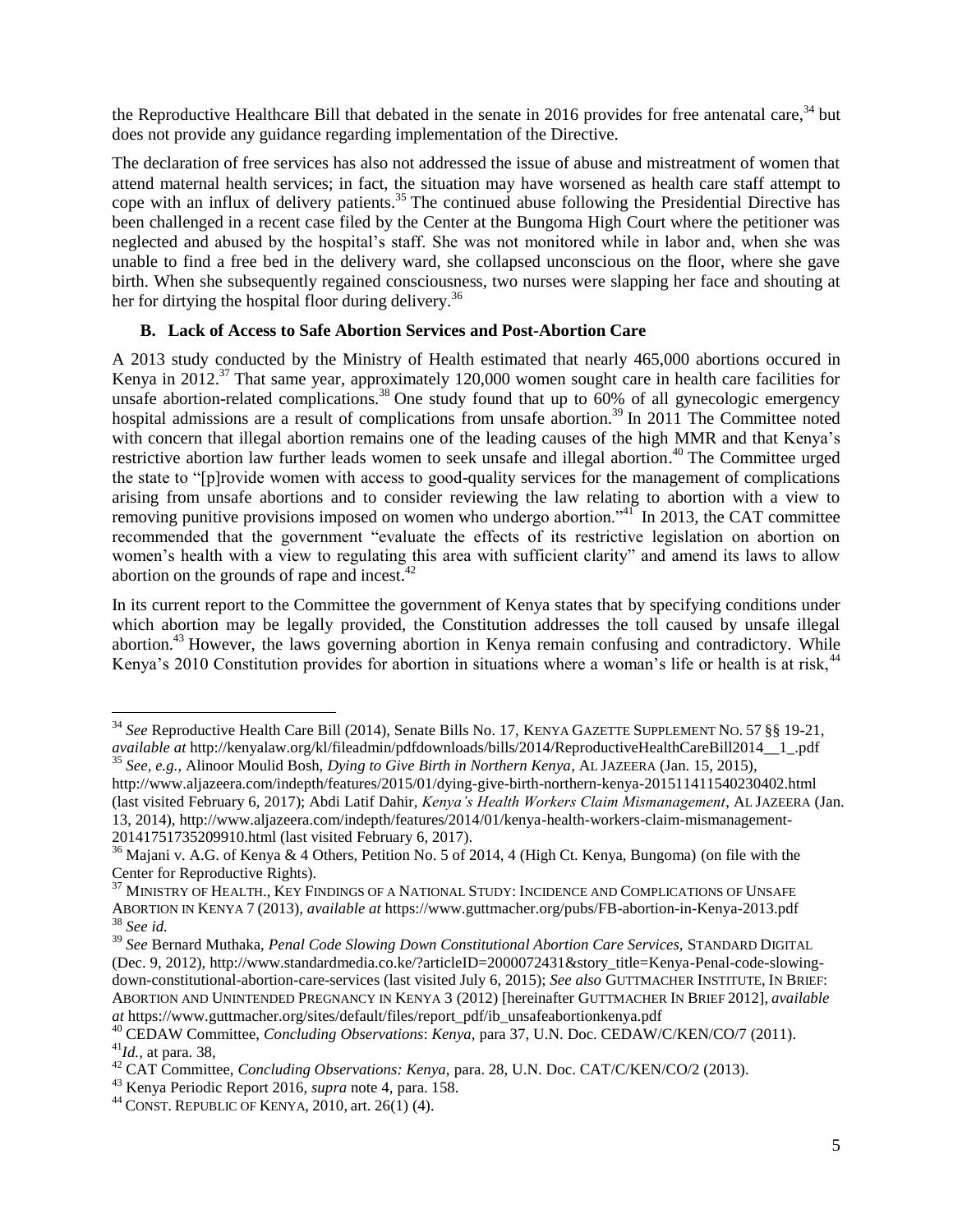the Reproductive Healthcare Bill that debated in the senate in 2016 provides for free antenatal care,[34] but does not provide any guidance regarding implementation of the Directive.

The declaration of free services has also not addressed the issue of abuse and mistreatment of women that attend maternal health services; in fact, the situation may have worsened as health care staff attempt to cope with an influx of delivery patients.[35] The continued abuse following the Presidential Directive has been challenged in a recent case filed by the Center at the Bungoma High Court where the petitioner was neglected and abused by the hospital's staff. She was not monitored while in labor and, when she was unable to find a free bed in the delivery ward, she collapsed unconscious on the floor, where she gave birth. When she subsequently regained consciousness, two nurses were slapping her face and shouting at her for dirtying the hospital floor during delivery.[36]

### B. Lack of Access to Safe Abortion Services and Post-Abortion Care

A 2013 study conducted by the Ministry of Health estimated that nearly 465,000 abortions occured in Kenya in 2012.[37] That same year, approximately 120,000 women sought care in health care facilities for unsafe abortion-related complications.[38] One study found that up to 60% of all gynecologic emergency hospital admissions are a result of complications from unsafe abortion.[39] In 2011 The Committee noted with concern that illegal abortion remains one of the leading causes of the high MMR and that Kenya's restrictive abortion law further leads women to seek unsafe and illegal abortion.[40] The Committee urged the state to "[p]rovide women with access to good-quality services for the management of complications arising from unsafe abortions and to consider reviewing the law relating to abortion with a view to removing punitive provisions imposed on women who undergo abortion."[41] In 2013, the CAT committee recommended that the government "evaluate the effects of its restrictive legislation on abortion on women's health with a view to regulating this area with sufficient clarity" and amend its laws to allow abortion on the grounds of rape and incest.[42]

In its current report to the Committee the government of Kenya states that by specifying conditions under which abortion may be legally provided, the Constitution addresses the toll caused by unsafe illegal abortion.[43] However, the laws governing abortion in Kenya remain confusing and contradictory. While Kenya's 2010 Constitution provides for abortion in situations where a woman's life or health is at risk,[44]

---

[34] *See* Reproductive Health Care Bill (2014), Senate Bills No. 17, KENYA GAZETTE SUPPLEMENT NO. 57 §§ 19-21, *available at* http://kenyalaw.org/kl/fileadmin/pdfdownloads/bills/2014/ReproductiveHealthCareBill2014__1_.pdf

[35] *See, e.g.*, Alinoor Moulid Bosh, *Dying to Give Birth in Northern Kenya*, AL JAZEERA (Jan. 15, 2015), http://www.aljazeera.com/indepth/features/2015/01/dying-give-birth-northern-kenya-201511411540230402.html (last visited February 6, 2017); Abdi Latif Dahir, *Kenya's Health Workers Claim Mismanagement*, AL JAZEERA (Jan. 13, 2014), http://www.aljazeera.com/indepth/features/2014/01/kenya-health-workers-claim-mismanagement-20141751735209910.html (last visited February 6, 2017).

[36] Majani v. A.G. of Kenya & 4 Others, Petition No. 5 of 2014, 4 (High Ct. Kenya, Bungoma) (on file with the Center for Reproductive Rights).

[37] MINISTRY OF HEALTH., KEY FINDINGS OF A NATIONAL STUDY: INCIDENCE AND COMPLICATIONS OF UNSAFE ABORTION IN KENYA 7 (2013), *available at* https://www.guttmacher.org/pubs/FB-abortion-in-Kenya-2013.pdf

[38] *See id.*

[39] *See* Bernard Muthaka, *Penal Code Slowing Down Constitutional Abortion Care Services,* STANDARD DIGITAL (Dec. 9, 2012), http://www.standardmedia.co.ke/?articleID=2000072431&story_title=Kenya-Penal-code-slowing-down-constitutional-abortion-care-services (last visited July 6, 2015); *See also* GUTTMACHER INSTITUTE, IN BRIEF: ABORTION AND UNINTENDED PREGNANCY IN KENYA 3 (2012) [hereinafter GUTTMACHER IN BRIEF 2012], *available at* https://www.guttmacher.org/sites/default/files/report_pdf/ib_unsafeabortionkenya.pdf

[40] CEDAW Committee, *Concluding Observations*: *Kenya,* para 37, U.N. Doc. CEDAW/C/KEN/CO/7 (2011).

[41] *Id.*, at para. 38,

[42] CAT Committee, *Concluding Observations: Kenya*, para. 28, U.N. Doc. CAT/C/KEN/CO/2 (2013).

[43] Kenya Periodic Report 2016, *supra* note 4, para. 158.

[44] CONST. REPUBLIC OF KENYA, 2010, art. 26(1) (4).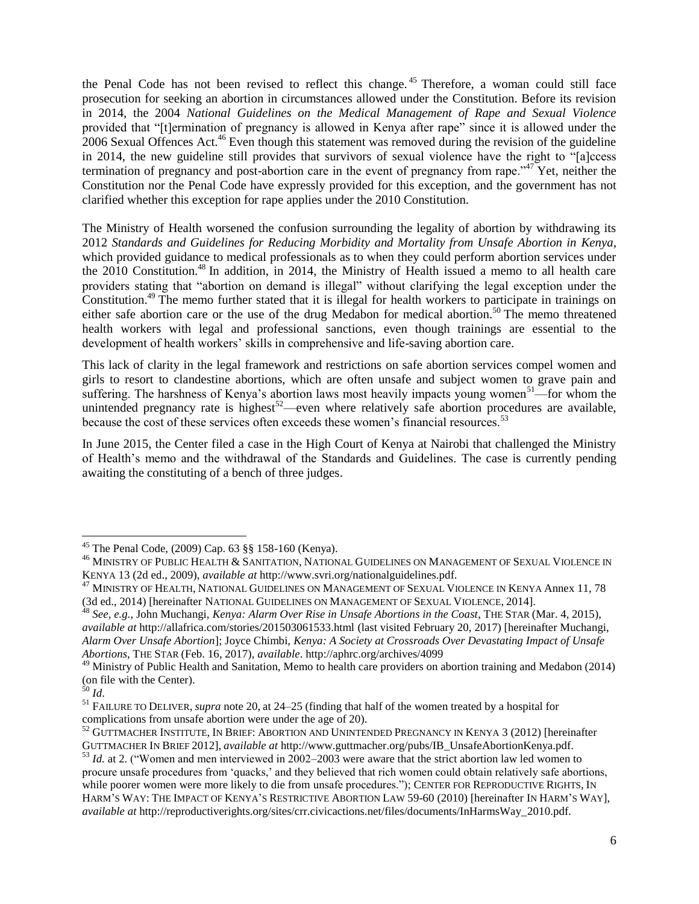the Penal Code has not been revised to reflect this change.[45] Therefore, a woman could still face prosecution for seeking an abortion in circumstances allowed under the Constitution. Before its revision in 2014, the 2004 *National Guidelines on the Medical Management of Rape and Sexual Violence* provided that "[t]ermination of pregnancy is allowed in Kenya after rape" since it is allowed under the 2006 Sexual Offences Act.[46] Even though this statement was removed during the revision of the guideline in 2014, the new guideline still provides that survivors of sexual violence have the right to "[a]ccess termination of pregnancy and post-abortion care in the event of pregnancy from rape."[47] Yet, neither the Constitution nor the Penal Code have expressly provided for this exception, and the government has not clarified whether this exception for rape applies under the 2010 Constitution.

The Ministry of Health worsened the confusion surrounding the legality of abortion by withdrawing its 2012 *Standards and Guidelines for Reducing Morbidity and Mortality from Unsafe Abortion in Kenya*, which provided guidance to medical professionals as to when they could perform abortion services under the 2010 Constitution.[48] In addition, in 2014, the Ministry of Health issued a memo to all health care providers stating that "abortion on demand is illegal" without clarifying the legal exception under the Constitution.[49] The memo further stated that it is illegal for health workers to participate in trainings on either safe abortion care or the use of the drug Medabon for medical abortion.[50] The memo threatened health workers with legal and professional sanctions, even though trainings are essential to the development of health workers' skills in comprehensive and life-saving abortion care.

This lack of clarity in the legal framework and restrictions on safe abortion services compel women and girls to resort to clandestine abortions, which are often unsafe and subject women to grave pain and suffering. The harshness of Kenya's abortion laws most heavily impacts young women[51]—for whom the unintended pregnancy rate is highest[52]—even where relatively safe abortion procedures are available, because the cost of these services often exceeds these women's financial resources.[53]

In June 2015, the Center filed a case in the High Court of Kenya at Nairobi that challenged the Ministry of Health's memo and the withdrawal of the Standards and Guidelines. The case is currently pending awaiting the constituting of a bench of three judges.

---

[45] The Penal Code, (2009) Cap. 63 §§ 158-160 (Kenya).

[46] MINISTRY OF PUBLIC HEALTH & SANITATION, NATIONAL GUIDELINES ON MANAGEMENT OF SEXUAL VIOLENCE IN KENYA 13 (2d ed., 2009), *available at* http://www.svri.org/nationalguidelines.pdf.

[47] MINISTRY OF HEALTH, NATIONAL GUIDELINES ON MANAGEMENT OF SEXUAL VIOLENCE IN KENYA Annex 11, 78 (3d ed., 2014) [hereinafter NATIONAL GUIDELINES ON MANAGEMENT OF SEXUAL VIOLENCE, 2014].

[48] *See, e.g.*, John Muchangi, *Kenya: Alarm Over Rise in Unsafe Abortions in the Coast*, THE STAR (Mar. 4, 2015), *available at* http://allafrica.com/stories/201503061533.html (last visited February 20, 2017) [hereinafter Muchangi, *Alarm Over Unsafe Abortion*]; Joyce Chimbi, *Kenya: A Society at Crossroads Over Devastating Impact of Unsafe Abortions*, THE STAR (Feb. 16, 2017), *available*. http://aphrc.org/archives/4099

[49] Ministry of Public Health and Sanitation, Memo to health care providers on abortion training and Medabon (2014) (on file with the Center).

[50] *Id*.

[51] FAILURE TO DELIVER, *supra* note 20, at 24–25 (finding that half of the women treated by a hospital for complications from unsafe abortion were under the age of 20).

[52] GUTTMACHER INSTITUTE, IN BRIEF: ABORTION AND UNINTENDED PREGNANCY IN KENYA 3 (2012) [hereinafter GUTTMACHER IN BRIEF 2012], *available at* http://www.guttmacher.org/pubs/IB_UnsafeAbortionKenya.pdf.

[53] *Id.* at 2. ("Women and men interviewed in 2002–2003 were aware that the strict abortion law led women to procure unsafe procedures from 'quacks,' and they believed that rich women could obtain relatively safe abortions, while poorer women were more likely to die from unsafe procedures."); CENTER FOR REPRODUCTIVE RIGHTS, IN HARM'S WAY: THE IMPACT OF KENYA'S RESTRICTIVE ABORTION LAW 59-60 (2010) [hereinafter IN HARM'S WAY], *available at* http://reproductiverights.org/sites/crr.civicactions.net/files/documents/InHarmsWay_2010.pdf.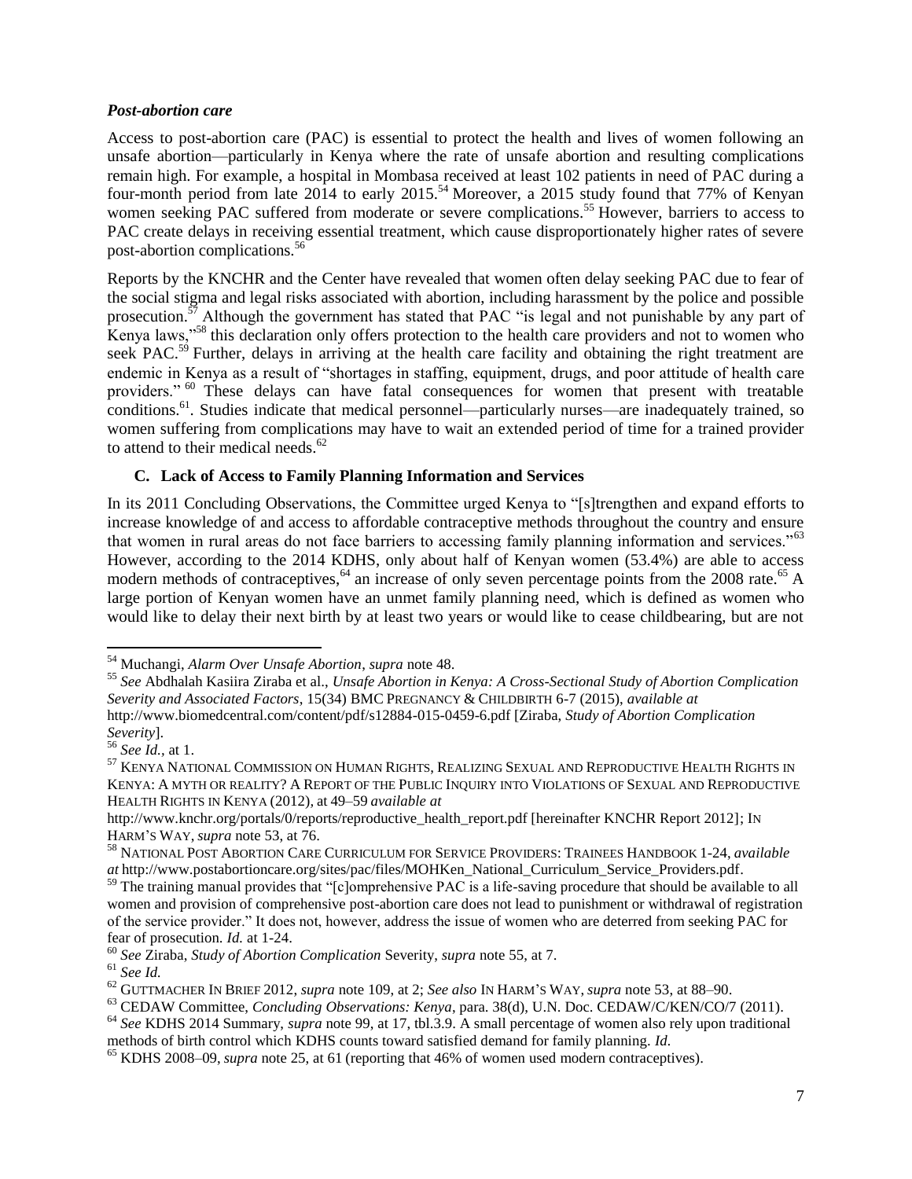### *Post-abortion care*

Access to post-abortion care (PAC) is essential to protect the health and lives of women following an unsafe abortion—particularly in Kenya where the rate of unsafe abortion and resulting complications remain high. For example, a hospital in Mombasa received at least 102 patients in need of PAC during a four-month period from late 2014 to early 2015.[54] Moreover, a 2015 study found that 77% of Kenyan women seeking PAC suffered from moderate or severe complications.[55] However, barriers to access to PAC create delays in receiving essential treatment, which cause disproportionately higher rates of severe post-abortion complications.[56]

Reports by the KNCHR and the Center have revealed that women often delay seeking PAC due to fear of the social stigma and legal risks associated with abortion, including harassment by the police and possible prosecution.[57] Although the government has stated that PAC "is legal and not punishable by any part of Kenya laws,"[58] this declaration only offers protection to the health care providers and not to women who seek PAC.[59] Further, delays in arriving at the health care facility and obtaining the right treatment are endemic in Kenya as a result of "shortages in staffing, equipment, drugs, and poor attitude of health care providers."[60] These delays can have fatal consequences for women that present with treatable conditions.[61]. Studies indicate that medical personnel—particularly nurses—are inadequately trained, so women suffering from complications may have to wait an extended period of time for a trained provider to attend to their medical needs.[62]

### C. Lack of Access to Family Planning Information and Services

In its 2011 Concluding Observations, the Committee urged Kenya to "[s]trengthen and expand efforts to increase knowledge of and access to affordable contraceptive methods throughout the country and ensure that women in rural areas do not face barriers to accessing family planning information and services."[63] However, according to the 2014 KDHS, only about half of Kenyan women (53.4%) are able to access modern methods of contraceptives,[64] an increase of only seven percentage points from the 2008 rate.[65] A large portion of Kenyan women have an unmet family planning need, which is defined as women who would like to delay their next birth by at least two years or would like to cease childbearing, but are not

---

[54] Muchangi, *Alarm Over Unsafe Abortion*, *supra* note 48.

[55] *See* Abdhalah Kasiira Ziraba et al., *Unsafe Abortion in Kenya: A Cross-Sectional Study of Abortion Complication Severity and Associated Factors*, 15(34) BMC PREGNANCY & CHILDBIRTH 6-7 (2015), *available at* http://www.biomedcentral.com/content/pdf/s12884-015-0459-6.pdf [Ziraba, *Study of Abortion Complication Severity*].

[56] *See Id.,* at 1.

[57] KENYA NATIONAL COMMISSION ON HUMAN RIGHTS, REALIZING SEXUAL AND REPRODUCTIVE HEALTH RIGHTS IN KENYA: A MYTH OR REALITY? A REPORT OF THE PUBLIC INQUIRY INTO VIOLATIONS OF SEXUAL AND REPRODUCTIVE HEALTH RIGHTS IN KENYA (2012), at 49–59 *available at* http://www.knchr.org/portals/0/reports/reproductive_health_report.pdf [hereinafter KNCHR Report 2012]; IN HARM'S WAY, *supra* note 53, at 76.

[58] NATIONAL POST ABORTION CARE CURRICULUM FOR SERVICE PROVIDERS: TRAINEES HANDBOOK 1-24, *available at* http://www.postabortioncare.org/sites/pac/files/MOHKen_National_Curriculum_Service_Providers.pdf.

[59] The training manual provides that "[c]omprehensive PAC is a life-saving procedure that should be available to all women and provision of comprehensive post-abortion care does not lead to punishment or withdrawal of registration of the service provider." It does not, however, address the issue of women who are deterred from seeking PAC for fear of prosecution. *Id.* at 1-24.

[60] *See* Ziraba, *Study of Abortion Complication* Severity, *supra* note 55, at 7.

[61] *See Id.*

[62] GUTTMACHER IN BRIEF 2012, *supra* note 109, at 2; *See also* IN HARM'S WAY, *supra* note 53, at 88–90.

[63] CEDAW Committee, *Concluding Observations: Kenya*, para. 38(d), U.N. Doc. CEDAW/C/KEN/CO/7 (2011).

[64] *See* KDHS 2014 Summary, *supra* note 99, at 17, tbl.3.9. A small percentage of women also rely upon traditional methods of birth control which KDHS counts toward satisfied demand for family planning. *Id.*

[65] KDHS 2008–09, *supra* note 25, at 61 (reporting that 46% of women used modern contraceptives).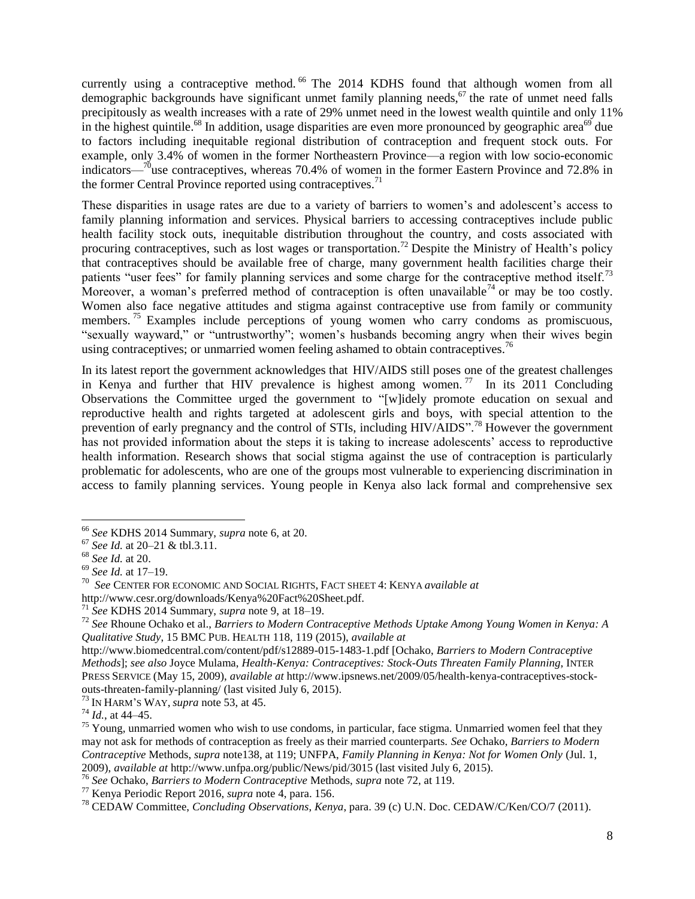currently using a contraceptive method.[66] The 2014 KDHS found that although women from all demographic backgrounds have significant unmet family planning needs,[67] the rate of unmet need falls precipitously as wealth increases with a rate of 29% unmet need in the lowest wealth quintile and only 11% in the highest quintile.[68] In addition, usage disparities are even more pronounced by geographic area[69] due to factors including inequitable regional distribution of contraception and frequent stock outs. For example, only 3.4% of women in the former Northeastern Province—a region with low socio-economic indicators—[70]use contraceptives, whereas 70.4% of women in the former Eastern Province and 72.8% in the former Central Province reported using contraceptives.[71]

These disparities in usage rates are due to a variety of barriers to women's and adolescent's access to family planning information and services. Physical barriers to accessing contraceptives include public health facility stock outs, inequitable distribution throughout the country, and costs associated with procuring contraceptives, such as lost wages or transportation.[72] Despite the Ministry of Health's policy that contraceptives should be available free of charge, many government health facilities charge their patients "user fees" for family planning services and some charge for the contraceptive method itself.[73] Moreover, a woman's preferred method of contraception is often unavailable[74] or may be too costly. Women also face negative attitudes and stigma against contraceptive use from family or community members.[75] Examples include perceptions of young women who carry condoms as promiscuous, "sexually wayward," or "untrustworthy"; women's husbands becoming angry when their wives begin using contraceptives; or unmarried women feeling ashamed to obtain contraceptives.[76]

In its latest report the government acknowledges that HIV/AIDS still poses one of the greatest challenges in Kenya and further that HIV prevalence is highest among women.[77] In its 2011 Concluding Observations the Committee urged the government to "[w]idely promote education on sexual and reproductive health and rights targeted at adolescent girls and boys, with special attention to the prevention of early pregnancy and the control of STIs, including HIV/AIDS".[78] However the government has not provided information about the steps it is taking to increase adolescents' access to reproductive health information. Research shows that social stigma against the use of contraception is particularly problematic for adolescents, who are one of the groups most vulnerable to experiencing discrimination in access to family planning services. Young people in Kenya also lack formal and comprehensive sex

---

[66] *See* KDHS 2014 Summary, *supra* note 6, at 20.

[67] *See Id.* at 20–21 & tbl.3.11.

[68] *See Id.* at 20.

[69] *See Id.* at 17–19.

[70] *See* CENTER FOR ECONOMIC AND SOCIAL RIGHTS, FACT SHEET 4: KENYA *available at* http://www.cesr.org/downloads/Kenya%20Fact%20Sheet.pdf.

[71] *See* KDHS 2014 Summary, *supra* note 9, at 18–19.

[72] *See* Rhoune Ochako et al., *Barriers to Modern Contraceptive Methods Uptake Among Young Women in Kenya: A Qualitative Study*, 15 BMC PUB. HEALTH 118, 119 (2015), *available at* http://www.biomedcentral.com/content/pdf/s12889-015-1483-1.pdf [Ochako, *Barriers to Modern Contraceptive Methods*]; *see also* Joyce Mulama, *Health-Kenya: Contraceptives: Stock-Outs Threaten Family Planning*, INTER PRESS SERVICE (May 15, 2009), *available at* http://www.ipsnews.net/2009/05/health-kenya-contraceptives-stock-outs-threaten-family-planning/ (last visited July 6, 2015).

[73] IN HARM'S WAY, *supra* note 53, at 45.

[74] *Id.*, at 44–45.

[75] Young, unmarried women who wish to use condoms, in particular, face stigma. Unmarried women feel that they may not ask for methods of contraception as freely as their married counterparts. *See* Ochako, *Barriers to Modern Contraceptive* Methods, *supra* note138, at 119; UNFPA, *Family Planning in Kenya: Not for Women Only* (Jul. 1, 2009), *available at* http://www.unfpa.org/public/News/pid/3015 (last visited July 6, 2015).

[76] *See* Ochako, *Barriers to Modern Contraceptive* Methods, *supra* note 72, at 119.

[77] Kenya Periodic Report 2016, *supra* note 4, para. 156.

[78] CEDAW Committee, *Concluding Observations, Kenya,* para. 39 (c) U.N. Doc. CEDAW/C/Ken/CO/7 (2011).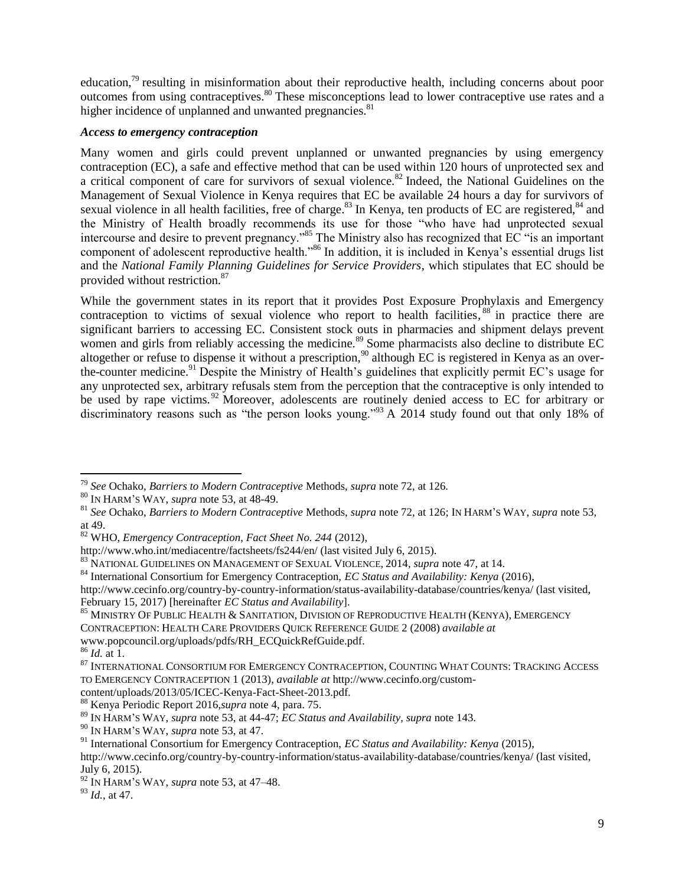education,[79] resulting in misinformation about their reproductive health, including concerns about poor outcomes from using contraceptives.[80] These misconceptions lead to lower contraceptive use rates and a higher incidence of unplanned and unwanted pregnancies.[81]

***Access to emergency contraception***

Many women and girls could prevent unplanned or unwanted pregnancies by using emergency contraception (EC), a safe and effective method that can be used within 120 hours of unprotected sex and a critical component of care for survivors of sexual violence.[82] Indeed, the National Guidelines on the Management of Sexual Violence in Kenya requires that EC be available 24 hours a day for survivors of sexual violence in all health facilities, free of charge.[83] In Kenya, ten products of EC are registered,[84] and the Ministry of Health broadly recommends its use for those "who have had unprotected sexual intercourse and desire to prevent pregnancy."[85] The Ministry also has recognized that EC "is an important component of adolescent reproductive health."[86] In addition, it is included in Kenya's essential drugs list and the *National Family Planning Guidelines for Service Providers*, which stipulates that EC should be provided without restriction.[87]

While the government states in its report that it provides Post Exposure Prophylaxis and Emergency contraception to victims of sexual violence who report to health facilities,[88] in practice there are significant barriers to accessing EC. Consistent stock outs in pharmacies and shipment delays prevent women and girls from reliably accessing the medicine.[89] Some pharmacists also decline to distribute EC altogether or refuse to dispense it without a prescription,[90] although EC is registered in Kenya as an over-the-counter medicine.[91] Despite the Ministry of Health's guidelines that explicitly permit EC's usage for any unprotected sex, arbitrary refusals stem from the perception that the contraceptive is only intended to be used by rape victims.[92] Moreover, adolescents are routinely denied access to EC for arbitrary or discriminatory reasons such as "the person looks young."[93] A 2014 study found out that only 18% of

---

[79] *See* Ochako, *Barriers to Modern Contraceptive* Methods, *supra* note 72, at 126.

[80] IN HARM'S WAY, *supra* note 53, at 48-49.

[81] *See* Ochako, *Barriers to Modern Contraceptive* Methods, *supra* note 72, at 126; IN HARM'S WAY, *supra* note 53, at 49.

[82] WHO, *Emergency Contraception, Fact Sheet No. 244* (2012), http://www.who.int/mediacentre/factsheets/fs244/en/ (last visited July 6, 2015).

[83] NATIONAL GUIDELINES ON MANAGEMENT OF SEXUAL VIOLENCE, 2014, *supra* note 47, at 14.

[84] International Consortium for Emergency Contraception, *EC Status and Availability: Kenya* (2016), http://www.cecinfo.org/country-by-country-information/status-availability-database/countries/kenya/ (last visited, February 15, 2017) [hereinafter *EC Status and Availability*].

[85] MINISTRY OF PUBLIC HEALTH & SANITATION, DIVISION OF REPRODUCTIVE HEALTH (KENYA), EMERGENCY CONTRACEPTION: HEALTH CARE PROVIDERS QUICK REFERENCE GUIDE 2 (2008) *available at* www.popcouncil.org/uploads/pdfs/RH_ECQuickRefGuide.pdf.

[86] *Id.* at 1.

[87] INTERNATIONAL CONSORTIUM FOR EMERGENCY CONTRACEPTION, COUNTING WHAT COUNTS: TRACKING ACCESS TO EMERGENCY CONTRACEPTION 1 (2013), *available at* http://www.cecinfo.org/custom-content/uploads/2013/05/ICEC-Kenya-Fact-Sheet-2013.pdf.

[88] Kenya Periodic Report 2016,*supra* note 4, para. 75.

[89] IN HARM'S WAY, *supra* note 53, at 44-47; *EC Status and Availability*, *supra* note 143.

[90] IN HARM'S WAY, *supra* note 53, at 47.

[91] International Consortium for Emergency Contraception, *EC Status and Availability: Kenya* (2015), http://www.cecinfo.org/country-by-country-information/status-availability-database/countries/kenya/ (last visited, July 6, 2015).

[92] IN HARM'S WAY, *supra* note 53, at 47–48.

[93] *Id.*, at 47.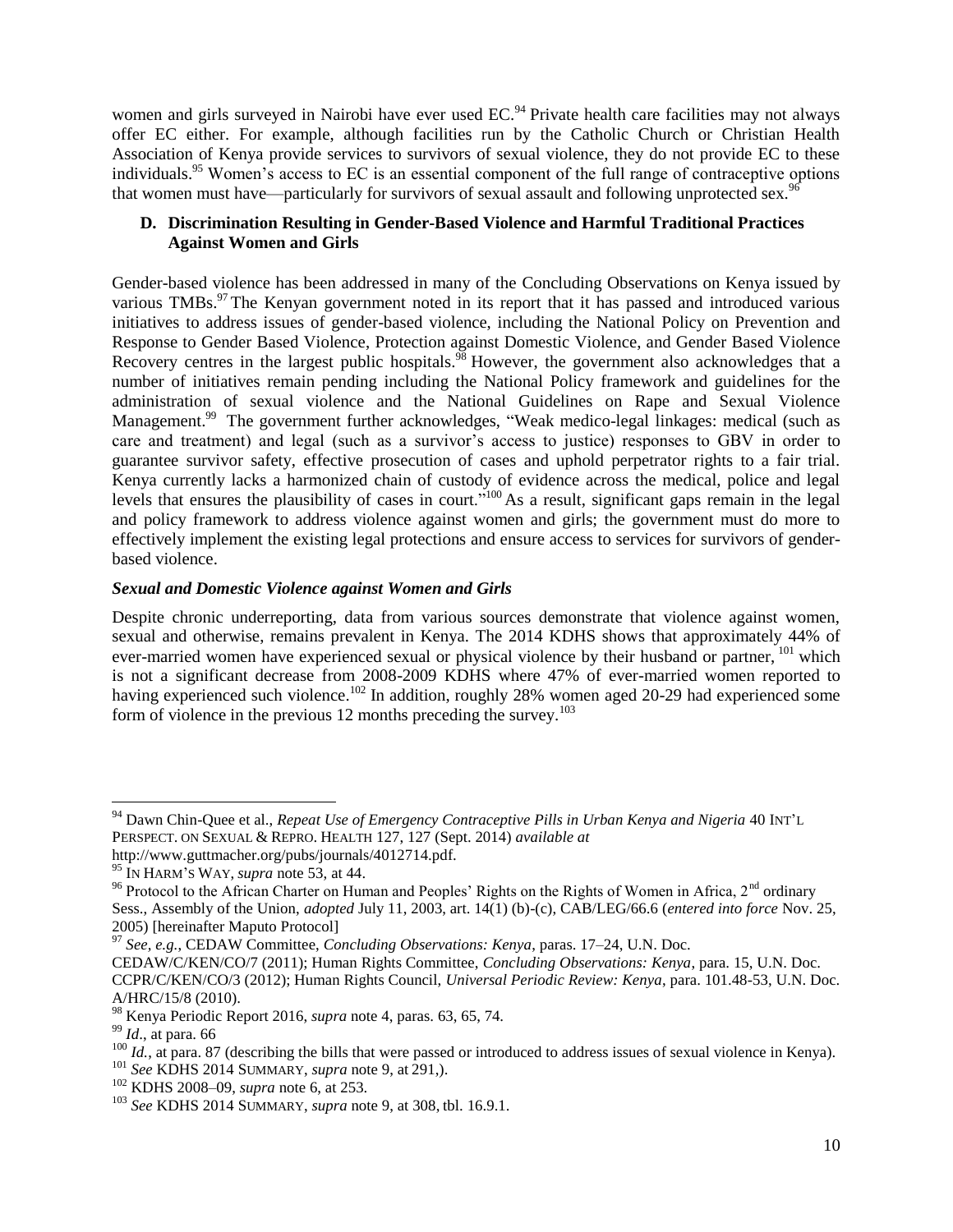women and girls surveyed in Nairobi have ever used EC.[94] Private health care facilities may not always offer EC either. For example, although facilities run by the Catholic Church or Christian Health Association of Kenya provide services to survivors of sexual violence, they do not provide EC to these individuals.[95] Women's access to EC is an essential component of the full range of contraceptive options that women must have—particularly for survivors of sexual assault and following unprotected sex.[96]

### D. Discrimination Resulting in Gender-Based Violence and Harmful Traditional Practices Against Women and Girls

Gender-based violence has been addressed in many of the Concluding Observations on Kenya issued by various TMBs.[97] The Kenyan government noted in its report that it has passed and introduced various initiatives to address issues of gender-based violence, including the National Policy on Prevention and Response to Gender Based Violence, Protection against Domestic Violence, and Gender Based Violence Recovery centres in the largest public hospitals.[98] However, the government also acknowledges that a number of initiatives remain pending including the National Policy framework and guidelines for the administration of sexual violence and the National Guidelines on Rape and Sexual Violence Management.[99] The government further acknowledges, "Weak medico-legal linkages: medical (such as care and treatment) and legal (such as a survivor's access to justice) responses to GBV in order to guarantee survivor safety, effective prosecution of cases and uphold perpetrator rights to a fair trial. Kenya currently lacks a harmonized chain of custody of evidence across the medical, police and legal levels that ensures the plausibility of cases in court."[100] As a result, significant gaps remain in the legal and policy framework to address violence against women and girls; the government must do more to effectively implement the existing legal protections and ensure access to services for survivors of gender-based violence.

#### *Sexual and Domestic Violence against Women and Girls*

Despite chronic underreporting, data from various sources demonstrate that violence against women, sexual and otherwise, remains prevalent in Kenya. The 2014 KDHS shows that approximately 44% of ever-married women have experienced sexual or physical violence by their husband or partner,[101] which is not a significant decrease from 2008-2009 KDHS where 47% of ever-married women reported to having experienced such violence.[102] In addition, roughly 28% women aged 20-29 had experienced some form of violence in the previous 12 months preceding the survey.[103]

---

[94] Dawn Chin-Quee et al., *Repeat Use of Emergency Contraceptive Pills in Urban Kenya and Nigeria* 40 INT'L PERSPECT. ON SEXUAL & REPRO. HEALTH 127, 127 (Sept. 2014) *available at* http://www.guttmacher.org/pubs/journals/4012714.pdf.

[95] IN HARM'S WAY, *supra* note 53, at 44.

[96] Protocol to the African Charter on Human and Peoples' Rights on the Rights of Women in Africa, 2nd ordinary Sess., Assembly of the Union, *adopted* July 11, 2003, art. 14(1) (b)-(c), CAB/LEG/66.6 (*entered into force* Nov. 25, 2005) [hereinafter Maputo Protocol]

[97] *See, e.g.*, CEDAW Committee, *Concluding Observations: Kenya*, paras. 17–24, U.N. Doc. CEDAW/C/KEN/CO/7 (2011); Human Rights Committee, *Concluding Observations: Kenya*, para. 15, U.N. Doc. CCPR/C/KEN/CO/3 (2012); Human Rights Council, *Universal Periodic Review: Kenya*, para. 101.48-53, U.N. Doc. A/HRC/15/8 (2010).

[98] Kenya Periodic Report 2016, *supra* note 4, paras. 63, 65, 74.

[99] *Id*., at para. 66

[100] *Id.*, at para. 87 (describing the bills that were passed or introduced to address issues of sexual violence in Kenya).

[101] *See* KDHS 2014 SUMMARY, *supra* note 9, at 291,).

[102] KDHS 2008–09, *supra* note 6, at 253.

[103] *See* KDHS 2014 SUMMARY, *supra* note 9, at 308, tbl. 16.9.1.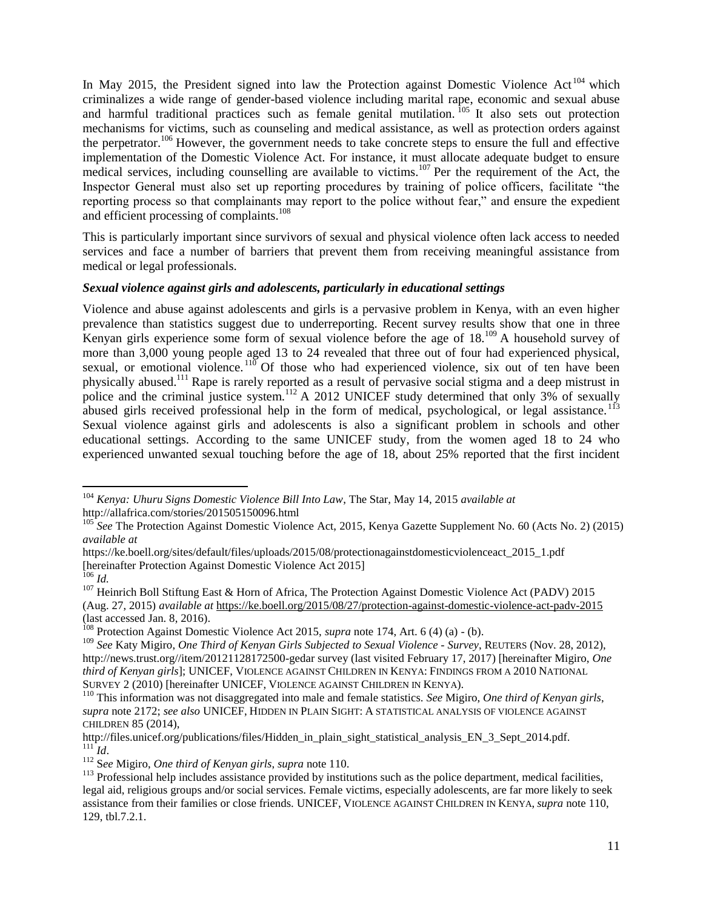In May 2015, the President signed into law the Protection against Domestic Violence Act[104] which criminalizes a wide range of gender-based violence including marital rape, economic and sexual abuse and harmful traditional practices such as female genital mutilation.[105] It also sets out protection mechanisms for victims, such as counseling and medical assistance, as well as protection orders against the perpetrator.[106] However, the government needs to take concrete steps to ensure the full and effective implementation of the Domestic Violence Act. For instance, it must allocate adequate budget to ensure medical services, including counselling are available to victims.[107] Per the requirement of the Act, the Inspector General must also set up reporting procedures by training of police officers, facilitate "the reporting process so that complainants may report to the police without fear," and ensure the expedient and efficient processing of complaints.[108]

This is particularly important since survivors of sexual and physical violence often lack access to needed services and face a number of barriers that prevent them from receiving meaningful assistance from medical or legal professionals.

***Sexual violence against girls and adolescents, particularly in educational settings***

Violence and abuse against adolescents and girls is a pervasive problem in Kenya, with an even higher prevalence than statistics suggest due to underreporting. Recent survey results show that one in three Kenyan girls experience some form of sexual violence before the age of 18.[109] A household survey of more than 3,000 young people aged 13 to 24 revealed that three out of four had experienced physical, sexual, or emotional violence.[110] Of those who had experienced violence, six out of ten have been physically abused.[111] Rape is rarely reported as a result of pervasive social stigma and a deep mistrust in police and the criminal justice system.[112] A 2012 UNICEF study determined that only 3% of sexually abused girls received professional help in the form of medical, psychological, or legal assistance.[113] Sexual violence against girls and adolescents is also a significant problem in schools and other educational settings. According to the same UNICEF study, from the women aged 18 to 24 who experienced unwanted sexual touching before the age of 18, about 25% reported that the first incident

---

[104] *Kenya: Uhuru Signs Domestic Violence Bill Into Law*, The Star, May 14, 2015 *available at* http://allafrica.com/stories/201505150096.html

[105] *See* The Protection Against Domestic Violence Act, 2015, Kenya Gazette Supplement No. 60 (Acts No. 2) (2015) *available at* https://ke.boell.org/sites/default/files/uploads/2015/08/protectionagainstdomesticviolenceact_2015_1.pdf [hereinafter Protection Against Domestic Violence Act 2015]

[106] *Id.*

[107] Heinrich Boll Stiftung East & Horn of Africa, The Protection Against Domestic Violence Act (PADV) 2015 (Aug. 27, 2015) *available at* https://ke.boell.org/2015/08/27/protection-against-domestic-violence-act-padv-2015 (last accessed Jan. 8, 2016).

[108] Protection Against Domestic Violence Act 2015, *supra* note 174, Art. 6 (4) (a) - (b).

[109] *See* Katy Migiro, *One Third of Kenyan Girls Subjected to Sexual Violence - Survey*, REUTERS (Nov. 28, 2012), http://news.trust.org//item/20121128172500-gedar survey (last visited February 17, 2017) [hereinafter Migiro, *One third of Kenyan girls*]; UNICEF, VIOLENCE AGAINST CHILDREN IN KENYA: FINDINGS FROM A 2010 NATIONAL SURVEY 2 (2010) [hereinafter UNICEF, VIOLENCE AGAINST CHILDREN IN KENYA).

[110] This information was not disaggregated into male and female statistics. *See* Migiro, *One third of Kenyan girls*, *supra* note 2172; *see also* UNICEF, HIDDEN IN PLAIN SIGHT: A STATISTICAL ANALYSIS OF VIOLENCE AGAINST CHILDREN 85 (2014), http://files.unicef.org/publications/files/Hidden_in_plain_sight_statistical_analysis_EN_3_Sept_2014.pdf.

[111] *Id*.

[112] S*ee* Migiro, *One third of Kenyan girls, supra* note 110.

[113] Professional help includes assistance provided by institutions such as the police department, medical facilities, legal aid, religious groups and/or social services. Female victims, especially adolescents, are far more likely to seek assistance from their families or close friends. UNICEF, VIOLENCE AGAINST CHILDREN IN KENYA, *supra* note 110, 129, tbl.7.2.1.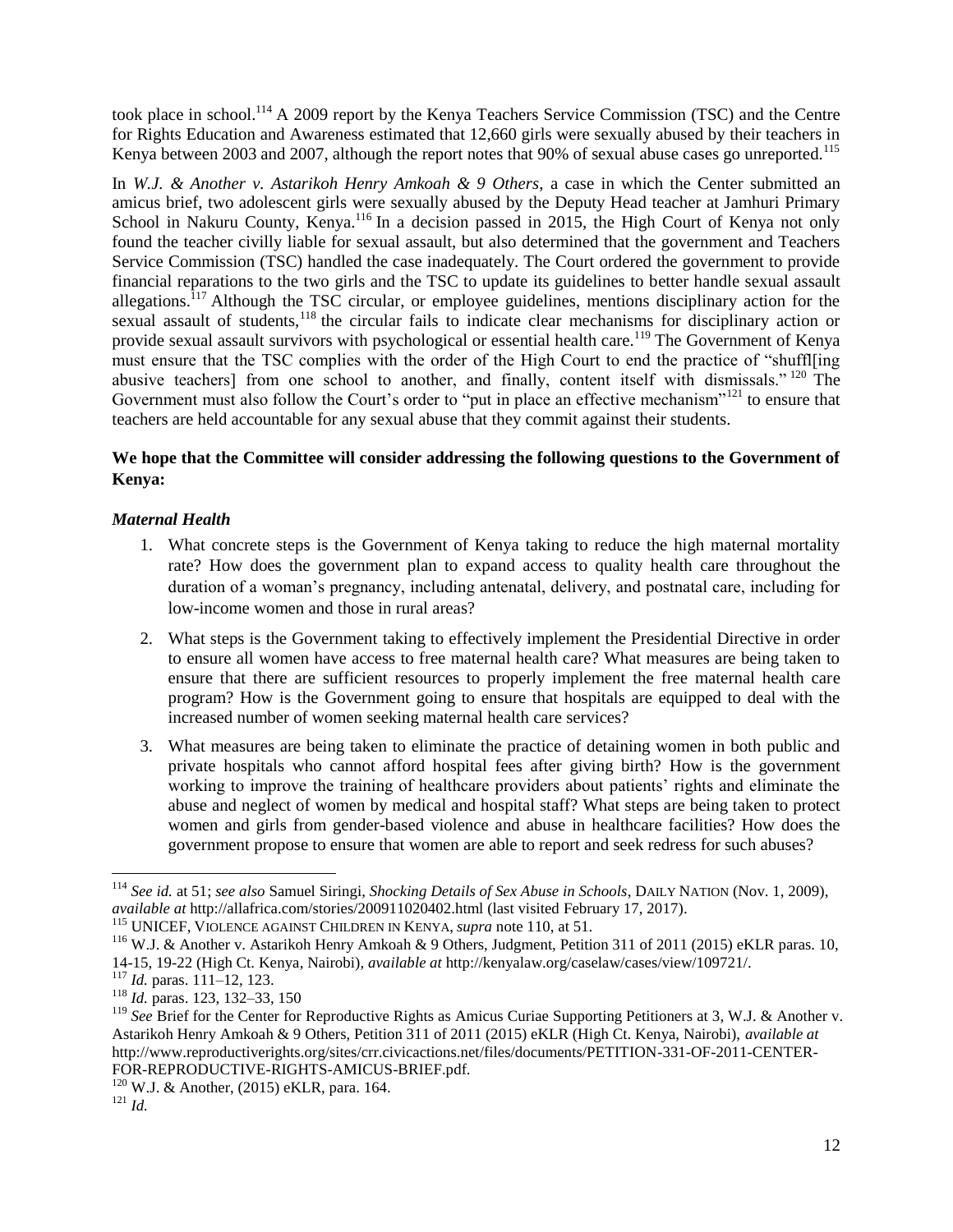took place in school.[114] A 2009 report by the Kenya Teachers Service Commission (TSC) and the Centre for Rights Education and Awareness estimated that 12,660 girls were sexually abused by their teachers in Kenya between 2003 and 2007, although the report notes that 90% of sexual abuse cases go unreported.[115]

In *W.J. & Another v. Astarikoh Henry Amkoah & 9 Others*, a case in which the Center submitted an amicus brief, two adolescent girls were sexually abused by the Deputy Head teacher at Jamhuri Primary School in Nakuru County, Kenya.[116] In a decision passed in 2015, the High Court of Kenya not only found the teacher civilly liable for sexual assault, but also determined that the government and Teachers Service Commission (TSC) handled the case inadequately. The Court ordered the government to provide financial reparations to the two girls and the TSC to update its guidelines to better handle sexual assault allegations.[117] Although the TSC circular, or employee guidelines, mentions disciplinary action for the sexual assault of students,[118] the circular fails to indicate clear mechanisms for disciplinary action or provide sexual assault survivors with psychological or essential health care.[119] The Government of Kenya must ensure that the TSC complies with the order of the High Court to end the practice of "shuffl[ing abusive teachers] from one school to another, and finally, content itself with dismissals."[120] The Government must also follow the Court's order to "put in place an effective mechanism"[121] to ensure that teachers are held accountable for any sexual abuse that they commit against their students.

**We hope that the Committee will consider addressing the following questions to the Government of Kenya:**

### *Maternal Health*

1. What concrete steps is the Government of Kenya taking to reduce the high maternal mortality rate? How does the government plan to expand access to quality health care throughout the duration of a woman's pregnancy, including antenatal, delivery, and postnatal care, including for low-income women and those in rural areas?

2. What steps is the Government taking to effectively implement the Presidential Directive in order to ensure all women have access to free maternal health care? What measures are being taken to ensure that there are sufficient resources to properly implement the free maternal health care program? How is the Government going to ensure that hospitals are equipped to deal with the increased number of women seeking maternal health care services?

3. What measures are being taken to eliminate the practice of detaining women in both public and private hospitals who cannot afford hospital fees after giving birth? How is the government working to improve the training of healthcare providers about patients' rights and eliminate the abuse and neglect of women by medical and hospital staff? What steps are being taken to protect women and girls from gender-based violence and abuse in healthcare facilities? How does the government propose to ensure that women are able to report and seek redress for such abuses?

---

[114] *See id.* at 51; *see also* Samuel Siringi, *Shocking Details of Sex Abuse in Schools*, DAILY NATION (Nov. 1, 2009), *available at* http://allafrica.com/stories/200911020402.html (last visited February 17, 2017).

[115] UNICEF, VIOLENCE AGAINST CHILDREN IN KENYA, *supra* note 110, at 51.

[116] W.J. & Another v. Astarikoh Henry Amkoah & 9 Others, Judgment, Petition 311 of 2011 (2015) eKLR paras. 10, 14-15, 19-22 (High Ct. Kenya, Nairobi), *available at* http://kenyalaw.org/caselaw/cases/view/109721/.

[117] *Id.* paras. 111–12, 123.

[118] *Id.* paras. 123, 132–33, 150

[119] *See* Brief for the Center for Reproductive Rights as Amicus Curiae Supporting Petitioners at 3, W.J. & Another v. Astarikoh Henry Amkoah & 9 Others, Petition 311 of 2011 (2015) eKLR (High Ct. Kenya, Nairobi), *available at* http://www.reproductiverights.org/sites/crr.civicactions.net/files/documents/PETITION-331-OF-2011-CENTER-FOR-REPRODUCTIVE-RIGHTS-AMICUS-BRIEF.pdf.

[120] W.J. & Another, (2015) eKLR, para. 164.

[121] *Id.*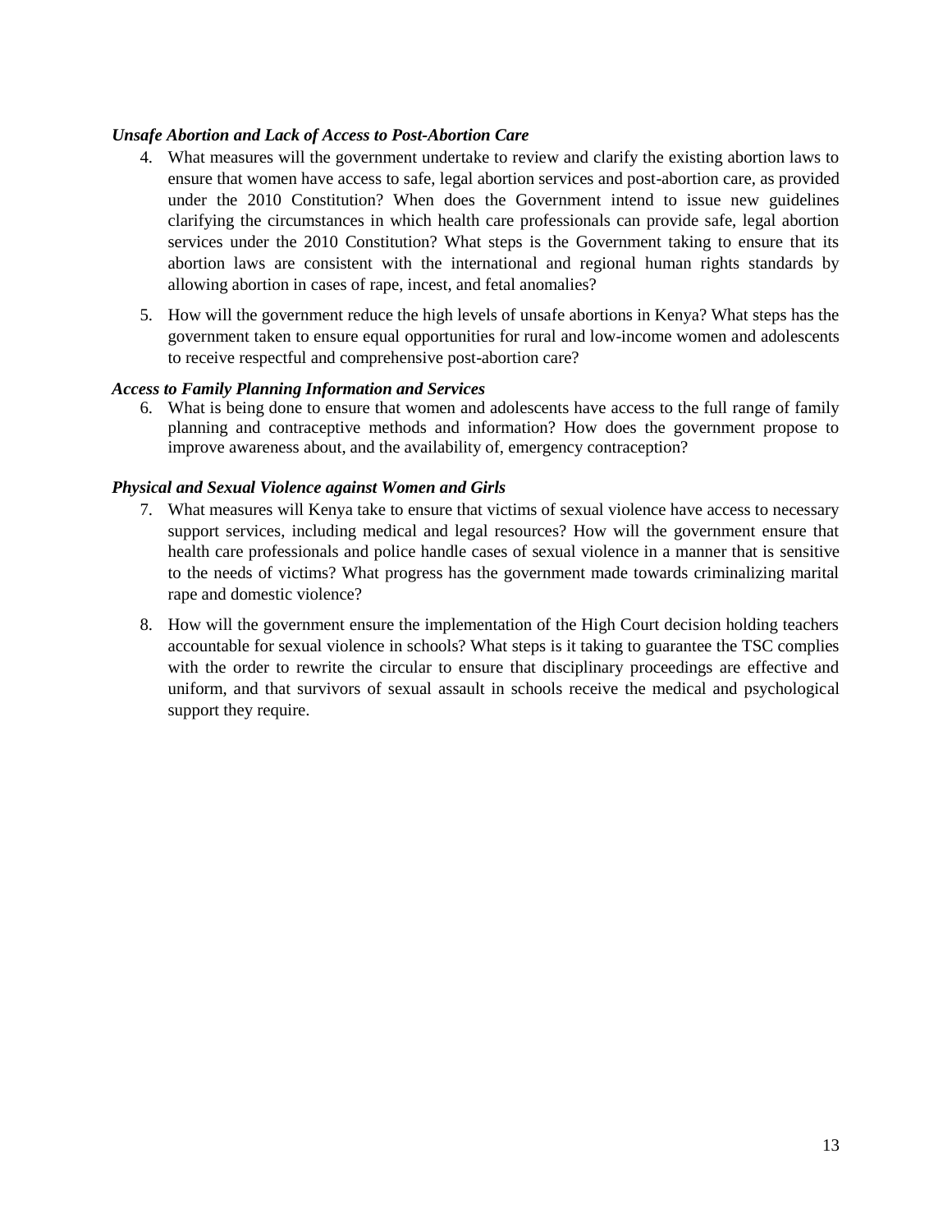***Unsafe Abortion and Lack of Access to Post-Abortion Care***

4. What measures will the government undertake to review and clarify the existing abortion laws to ensure that women have access to safe, legal abortion services and post-abortion care, as provided under the 2010 Constitution? When does the Government intend to issue new guidelines clarifying the circumstances in which health care professionals can provide safe, legal abortion services under the 2010 Constitution? What steps is the Government taking to ensure that its abortion laws are consistent with the international and regional human rights standards by allowing abortion in cases of rape, incest, and fetal anomalies?

5. How will the government reduce the high levels of unsafe abortions in Kenya? What steps has the government taken to ensure equal opportunities for rural and low-income women and adolescents to receive respectful and comprehensive post-abortion care?

***Access to Family Planning Information and Services***

6. What is being done to ensure that women and adolescents have access to the full range of family planning and contraceptive methods and information? How does the government propose to improve awareness about, and the availability of, emergency contraception?

***Physical and Sexual Violence against Women and Girls***

7. What measures will Kenya take to ensure that victims of sexual violence have access to necessary support services, including medical and legal resources? How will the government ensure that health care professionals and police handle cases of sexual violence in a manner that is sensitive to the needs of victims? What progress has the government made towards criminalizing marital rape and domestic violence?

8. How will the government ensure the implementation of the High Court decision holding teachers accountable for sexual violence in schools? What steps is it taking to guarantee the TSC complies with the order to rewrite the circular to ensure that disciplinary proceedings are effective and uniform, and that survivors of sexual assault in schools receive the medical and psychological support they require.